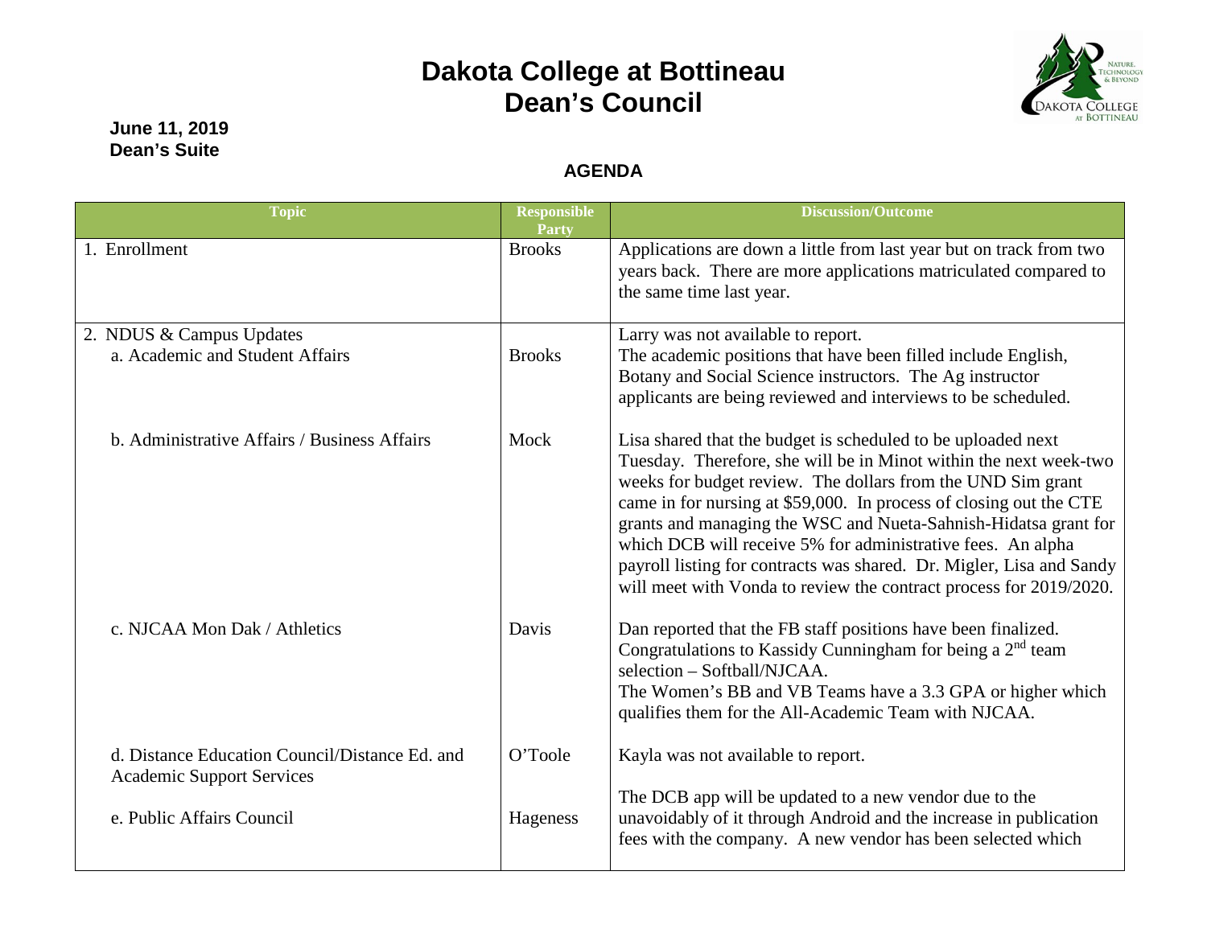# Dakota College at Bottineau
# Dean's Council

**June 11, 2019**
**Dean's Suite**

## AGENDA

| Topic | Responsible Party | Discussion/Outcome |
|---|---|---|
| 1. Enrollment | Brooks | Applications are down a little from last year but on track from two years back. There are more applications matriculated compared to the same time last year. |
| 2. NDUS & Campus Updates | | Larry was not available to report. |
| a. Academic and Student Affairs | Brooks | The academic positions that have been filled include English, Botany and Social Science instructors. The Ag instructor applicants are being reviewed and interviews to be scheduled. |
| b. Administrative Affairs / Business Affairs | Mock | Lisa shared that the budget is scheduled to be uploaded next Tuesday. Therefore, she will be in Minot within the next week-two weeks for budget review. The dollars from the UND Sim grant came in for nursing at $59,000. In process of closing out the CTE grants and managing the WSC and Nueta-Sahnish-Hidatsa grant for which DCB will receive 5% for administrative fees. An alpha payroll listing for contracts was shared. Dr. Migler, Lisa and Sandy will meet with Vonda to review the contract process for 2019/2020. |
| c. NJCAA Mon Dak / Athletics | Davis | Dan reported that the FB staff positions have been finalized. Congratulations to Kassidy Cunningham for being a 2nd team selection – Softball/NJCAA. The Women's BB and VB Teams have a 3.3 GPA or higher which qualifies them for the All-Academic Team with NJCAA. |
| d. Distance Education Council/Distance Ed. and Academic Support Services | O'Toole | Kayla was not available to report. |
| e. Public Affairs Council | Hageness | The DCB app will be updated to a new vendor due to the unavoidably of it through Android and the increase in publication fees with the company. A new vendor has been selected which |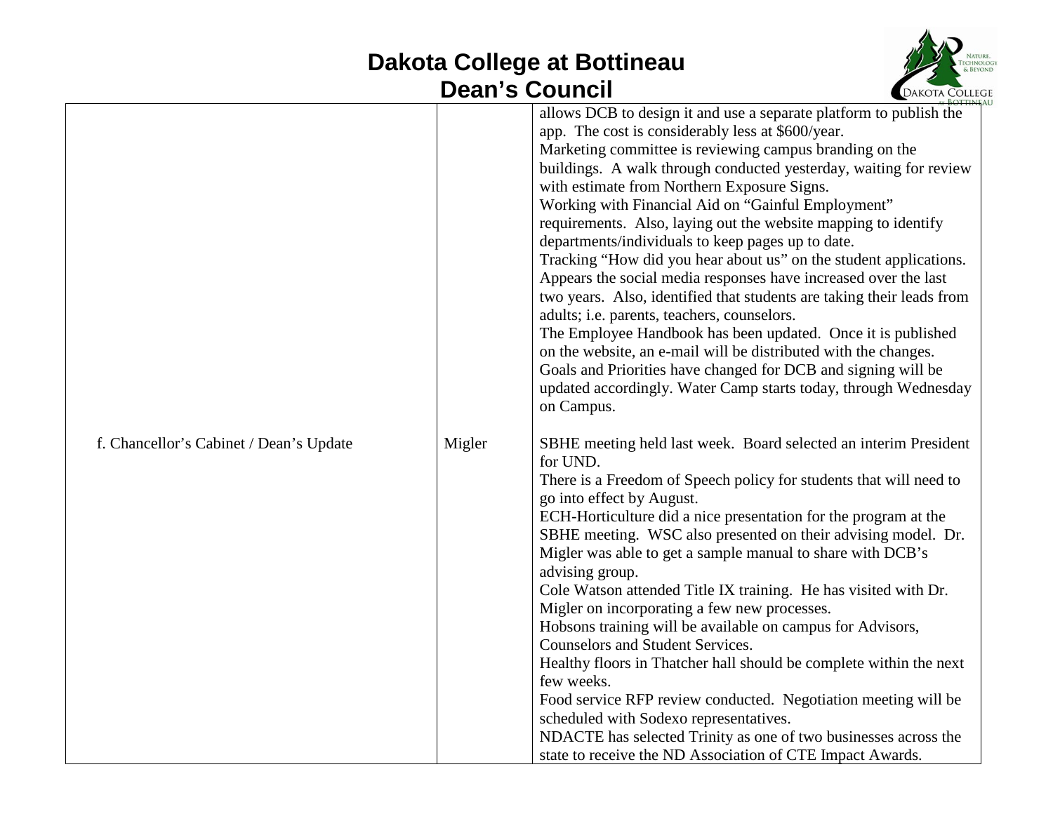| | | |
|---|---|---|
| | | allows DCB to design it and use a separate platform to publish the app. The cost is considerably less at $600/year.<br>Marketing committee is reviewing campus branding on the buildings. A walk through conducted yesterday, waiting for review with estimate from Northern Exposure Signs.<br>Working with Financial Aid on "Gainful Employment" requirements. Also, laying out the website mapping to identify departments/individuals to keep pages up to date.<br>Tracking "How did you hear about us" on the student applications. Appears the social media responses have increased over the last two years. Also, identified that students are taking their leads from adults; i.e. parents, teachers, counselors.<br>The Employee Handbook has been updated. Once it is published on the website, an e-mail will be distributed with the changes.<br>Goals and Priorities have changed for DCB and signing will be updated accordingly. Water Camp starts today, through Wednesday on Campus. |
| f. Chancellor's Cabinet / Dean's Update | Migler | SBHE meeting held last week. Board selected an interim President for UND.<br>There is a Freedom of Speech policy for students that will need to go into effect by August.<br>ECH-Horticulture did a nice presentation for the program at the SBHE meeting. WSC also presented on their advising model. Dr. Migler was able to get a sample manual to share with DCB's advising group.<br>Cole Watson attended Title IX training. He has visited with Dr. Migler on incorporating a few new processes.<br>Hobsons training will be available on campus for Advisors, Counselors and Student Services.<br>Healthy floors in Thatcher hall should be complete within the next few weeks.<br>Food service RFP review conducted. Negotiation meeting will be scheduled with Sodexo representatives.<br>NDACTE has selected Trinity as one of two businesses across the state to receive the ND Association of CTE Impact Awards. |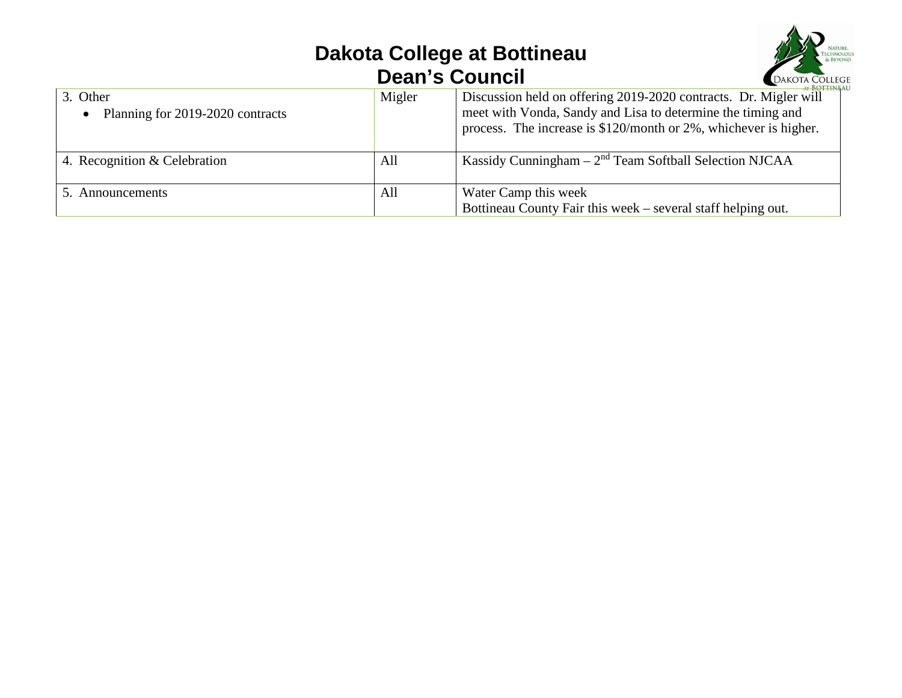# Dakota College at Bottineau
## Dean's Council

| | | |
|---|---|---|
| 3. Other<br>• Planning for 2019-2020 contracts | Migler | Discussion held on offering 2019-2020 contracts. Dr. Migler will meet with Vonda, Sandy and Lisa to determine the timing and process. The increase is $120/month or 2%, whichever is higher. |
| 4. Recognition & Celebration | All | Kassidy Cunningham – 2nd Team Softball Selection NJCAA |
| 5. Announcements | All | Water Camp this week<br>Bottineau County Fair this week – several staff helping out. |